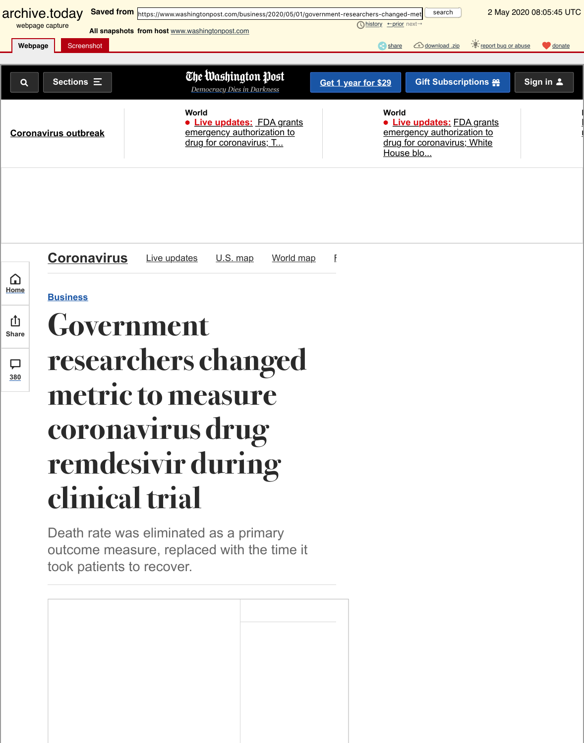archive.today webpage capture | Saved from https://www.washingtonpost.com/business/2020/05/01/government-researchers-changed-met | 2 May 2020 08:05:45 UTC

All snapshots from host www.washingtonpost.com

The Washington Post

*Democracy Dies in Darkness*

Coronavirus outbreak

World
Live updates: FDA grants emergency authorization to drug for coronavirus; T...

World
Live updates: FDA grants emergency authorization to drug for coronavirus; White House blo...

Coronavirus | Live updates | U.S. map | World map

Business

# Government researchers changed metric to measure coronavirus drug remdesivir during clinical trial

Death rate was eliminated as a primary outcome measure, replaced with the time it took patients to recover.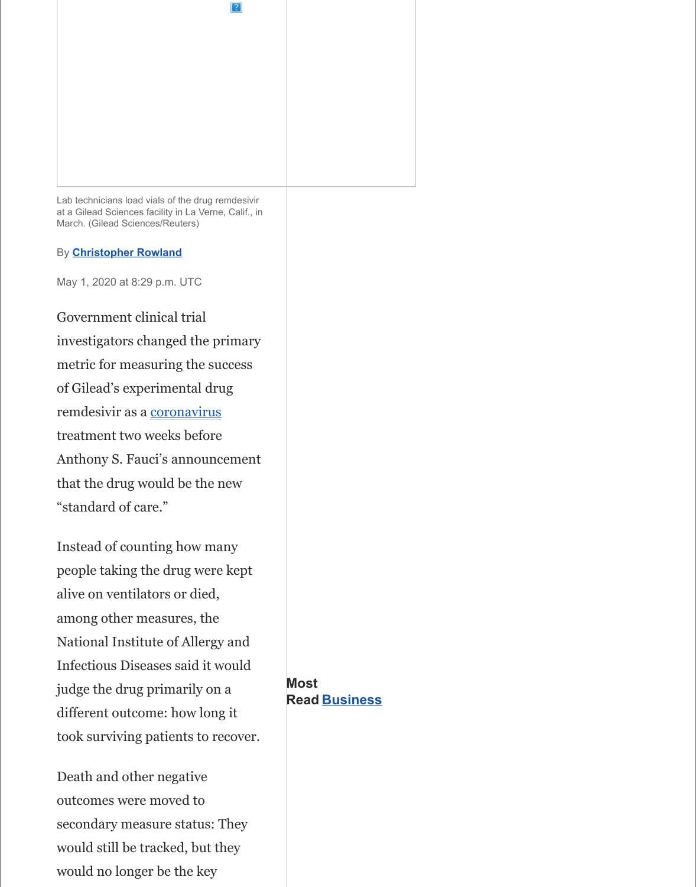Lab technicians load vials of the drug remdesivir at a Gilead Sciences facility in La Verne, Calif., in March. (Gilead Sciences/Reuters)

By Christopher Rowland

May 1, 2020 at 8:29 p.m. UTC

Government clinical trial investigators changed the primary metric for measuring the success of Gilead's experimental drug remdesivir as a coronavirus treatment two weeks before Anthony S. Fauci's announcement that the drug would be the new "standard of care."

Instead of counting how many people taking the drug were kept alive on ventilators or died, among other measures, the National Institute of Allergy and Infectious Diseases said it would judge the drug primarily on a different outcome: how long it took surviving patients to recover.

Death and other negative outcomes were moved to secondary measure status: They would still be tracked, but they would no longer be the key

**Most Read Business**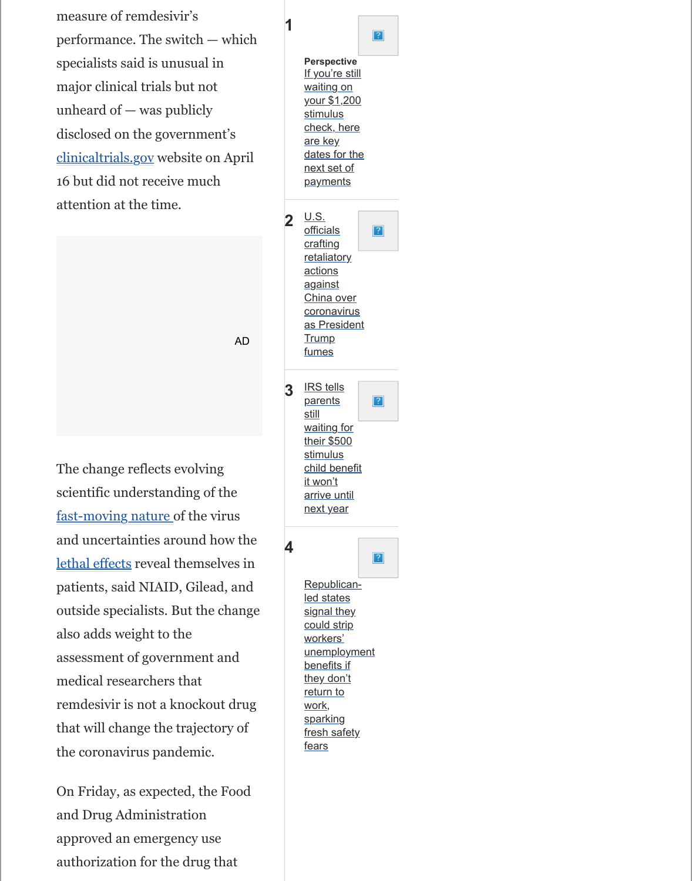measure of remdesivir's performance. The switch — which specialists said is unusual in major clinical trials but not unheard of — was publicly disclosed on the government's clinicaltrials.gov website on April 16 but did not receive much attention at the time.

AD

The change reflects evolving scientific understanding of the fast-moving nature of the virus and uncertainties around how the lethal effects reveal themselves in patients, said NIAID, Gilead, and outside specialists. But the change also adds weight to the assessment of government and medical researchers that remdesivir is not a knockout drug that will change the trajectory of the coronavirus pandemic.

On Friday, as expected, the Food and Drug Administration approved an emergency use authorization for the drug that

1. **Perspective** If you're still waiting on your $1,200 stimulus check, here are key dates for the next set of payments
2. U.S. officials crafting retaliatory actions against China over coronavirus as President Trump fumes
3. IRS tells parents still waiting for their $500 stimulus child benefit it won't arrive until next year
4. Republican-led states signal they could strip workers' unemployment benefits if they don't return to work, sparking fresh safety fears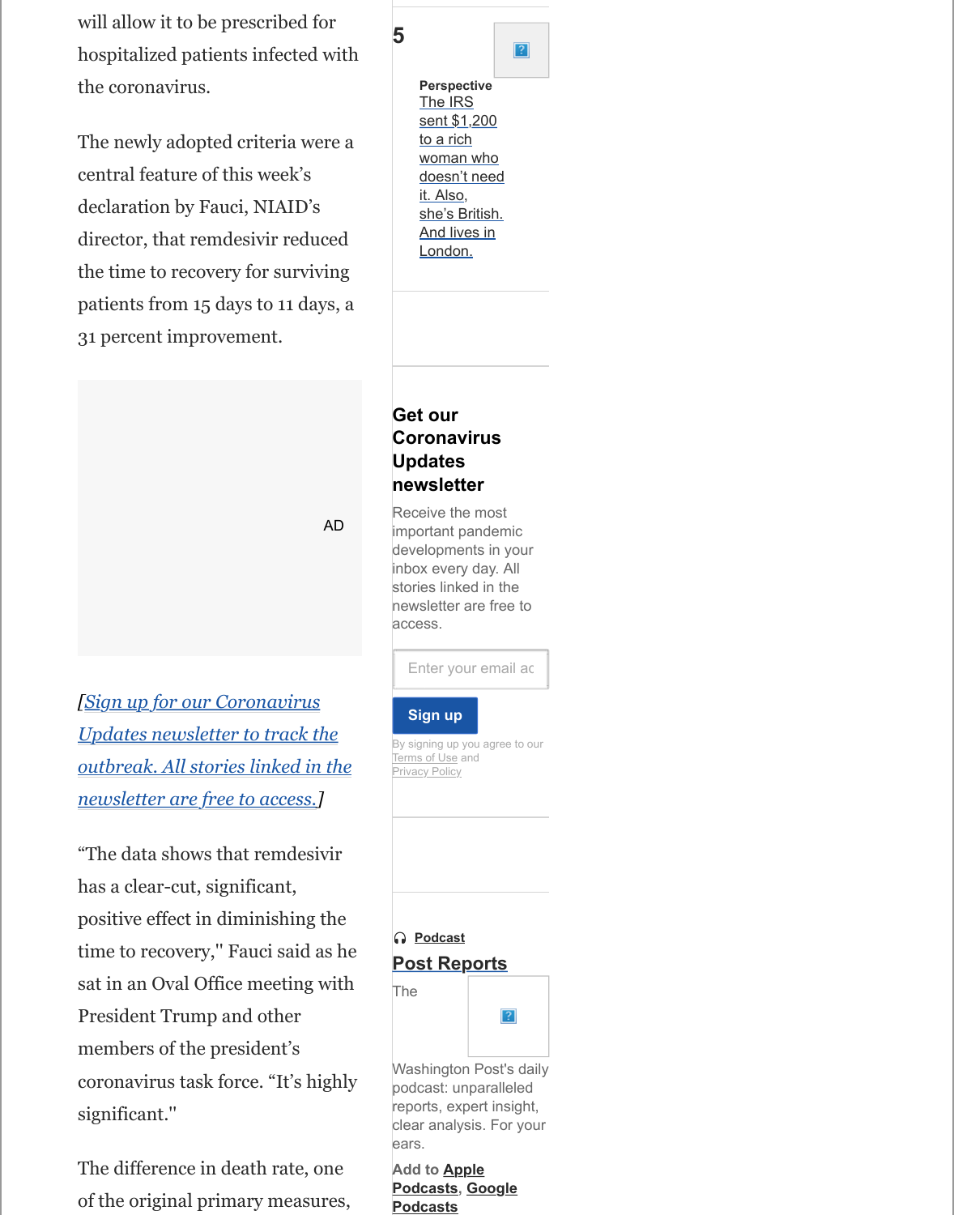will allow it to be prescribed for hospitalized patients infected with the coronavirus.

The newly adopted criteria were a central feature of this week's declaration by Fauci, NIAID's director, that remdesivir reduced the time to recovery for surviving patients from 15 days to 11 days, a 31 percent improvement.

*[Sign up for our Coronavirus Updates newsletter to track the outbreak. All stories linked in the newsletter are free to access.]*

"The data shows that remdesivir has a clear-cut, significant, positive effect in diminishing the time to recovery," Fauci said as he sat in an Oval Office meeting with President Trump and other members of the president's coronavirus task force. "It's highly significant."

The difference in death rate, one of the original primary measures,

5

**Perspective**

The IRS sent $1,200 to a rich woman who doesn't need it. Also, she's British. And lives in London.

## Get our Coronavirus Updates newsletter

Receive the most important pandemic developments in your inbox every day. All stories linked in the newsletter are free to access.

Enter your email ac

Sign up

By signing up you agree to our Terms of Use and Privacy Policy

**Podcast**

## Post Reports

The Washington Post's daily podcast: unparalleled reports, expert insight, clear analysis. For your ears.

Add to **Apple Podcasts**, **Google Podcasts**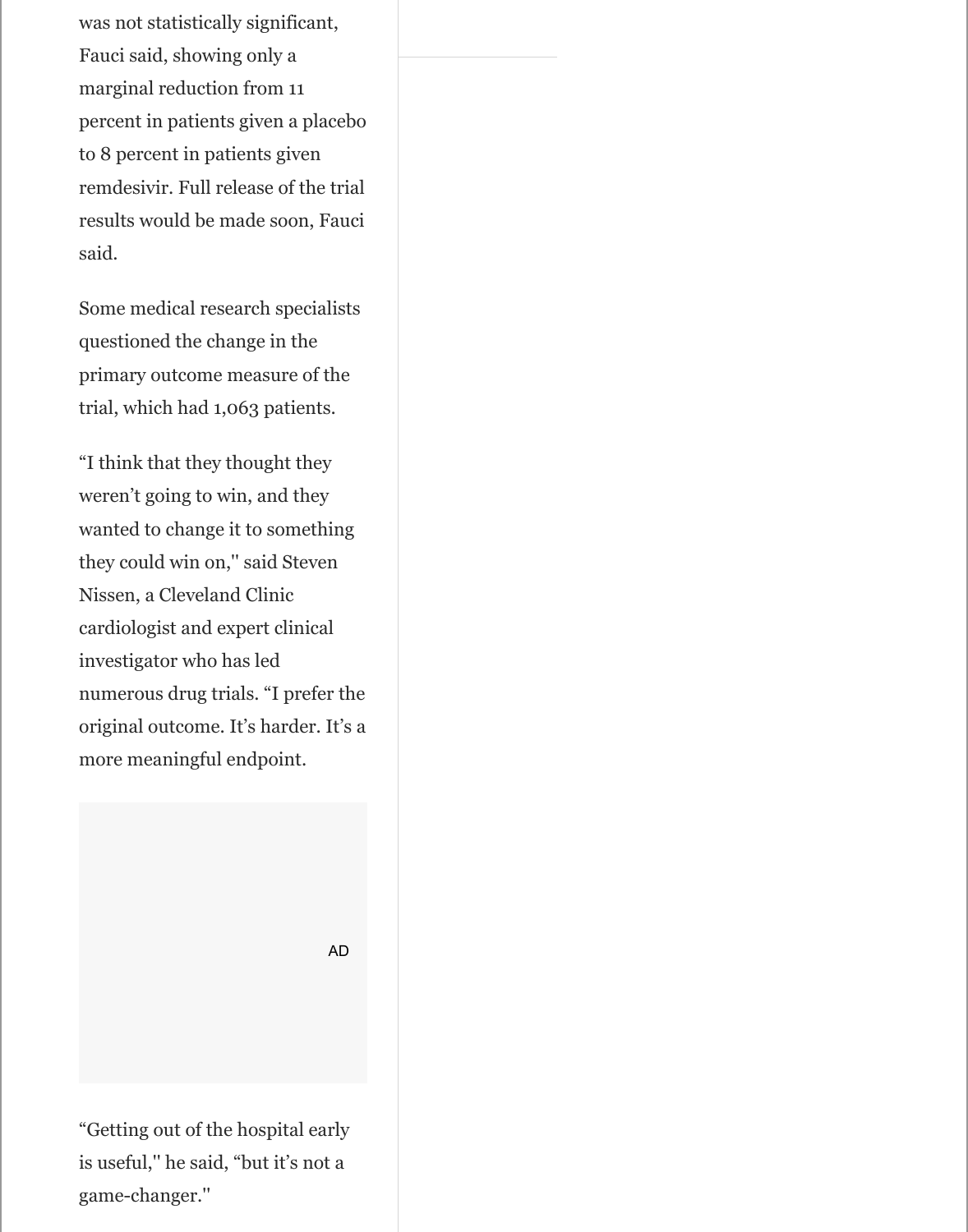was not statistically significant, Fauci said, showing only a marginal reduction from 11 percent in patients given a placebo to 8 percent in patients given remdesivir. Full release of the trial results would be made soon, Fauci said.

Some medical research specialists questioned the change in the primary outcome measure of the trial, which had 1,063 patients.

“I think that they thought they weren’t going to win, and they wanted to change it to something they could win on," said Steven Nissen, a Cleveland Clinic cardiologist and expert clinical investigator who has led numerous drug trials. “I prefer the original outcome. It’s harder. It’s a more meaningful endpoint.

“Getting out of the hospital early is useful," he said, “but it’s not a game-changer."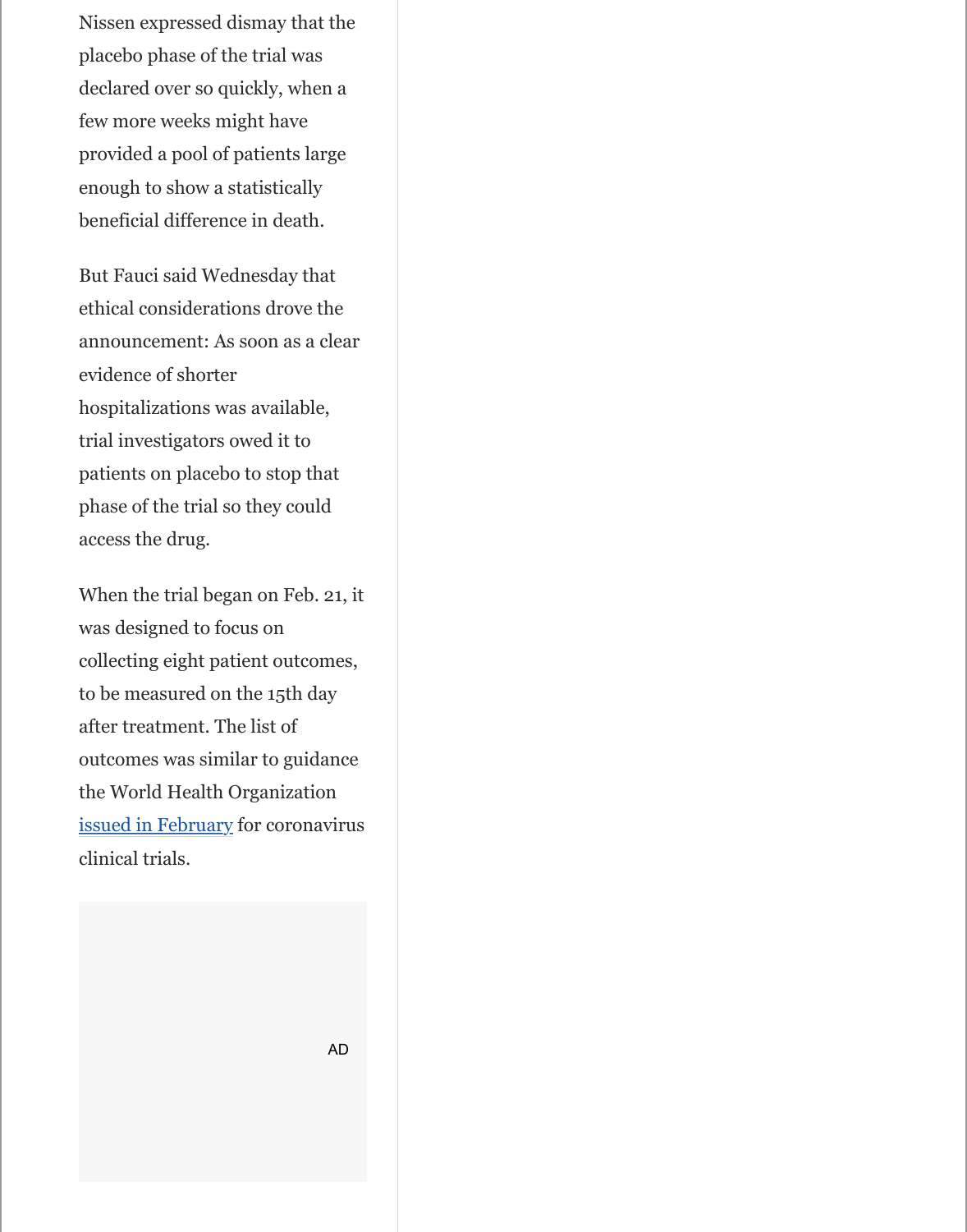Nissen expressed dismay that the placebo phase of the trial was declared over so quickly, when a few more weeks might have provided a pool of patients large enough to show a statistically beneficial difference in death.

But Fauci said Wednesday that ethical considerations drove the announcement: As soon as a clear evidence of shorter hospitalizations was available, trial investigators owed it to patients on placebo to stop that phase of the trial so they could access the drug.

When the trial began on Feb. 21, it was designed to focus on collecting eight patient outcomes, to be measured on the 15th day after treatment. The list of outcomes was similar to guidance the World Health Organization [issued in February] for coronavirus clinical trials.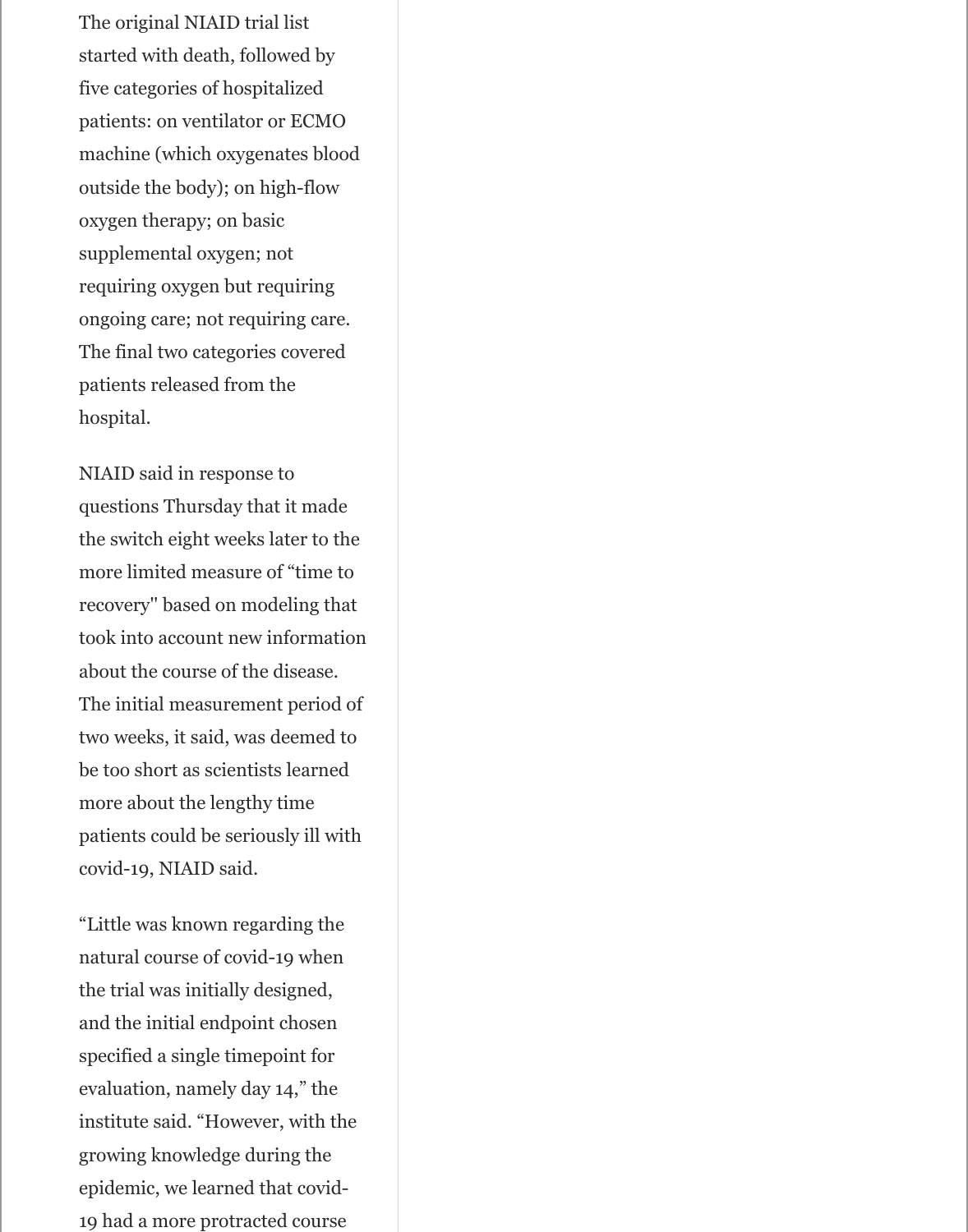The original NIAID trial list started with death, followed by five categories of hospitalized patients: on ventilator or ECMO machine (which oxygenates blood outside the body); on high-flow oxygen therapy; on basic supplemental oxygen; not requiring oxygen but requiring ongoing care; not requiring care. The final two categories covered patients released from the hospital.

NIAID said in response to questions Thursday that it made the switch eight weeks later to the more limited measure of “time to recovery" based on modeling that took into account new information about the course of the disease. The initial measurement period of two weeks, it said, was deemed to be too short as scientists learned more about the lengthy time patients could be seriously ill with covid-19, NIAID said.

“Little was known regarding the natural course of covid-19 when the trial was initially designed, and the initial endpoint chosen specified a single timepoint for evaluation, namely day 14,” the institute said. “However, with the growing knowledge during the epidemic, we learned that covid-19 had a more protracted course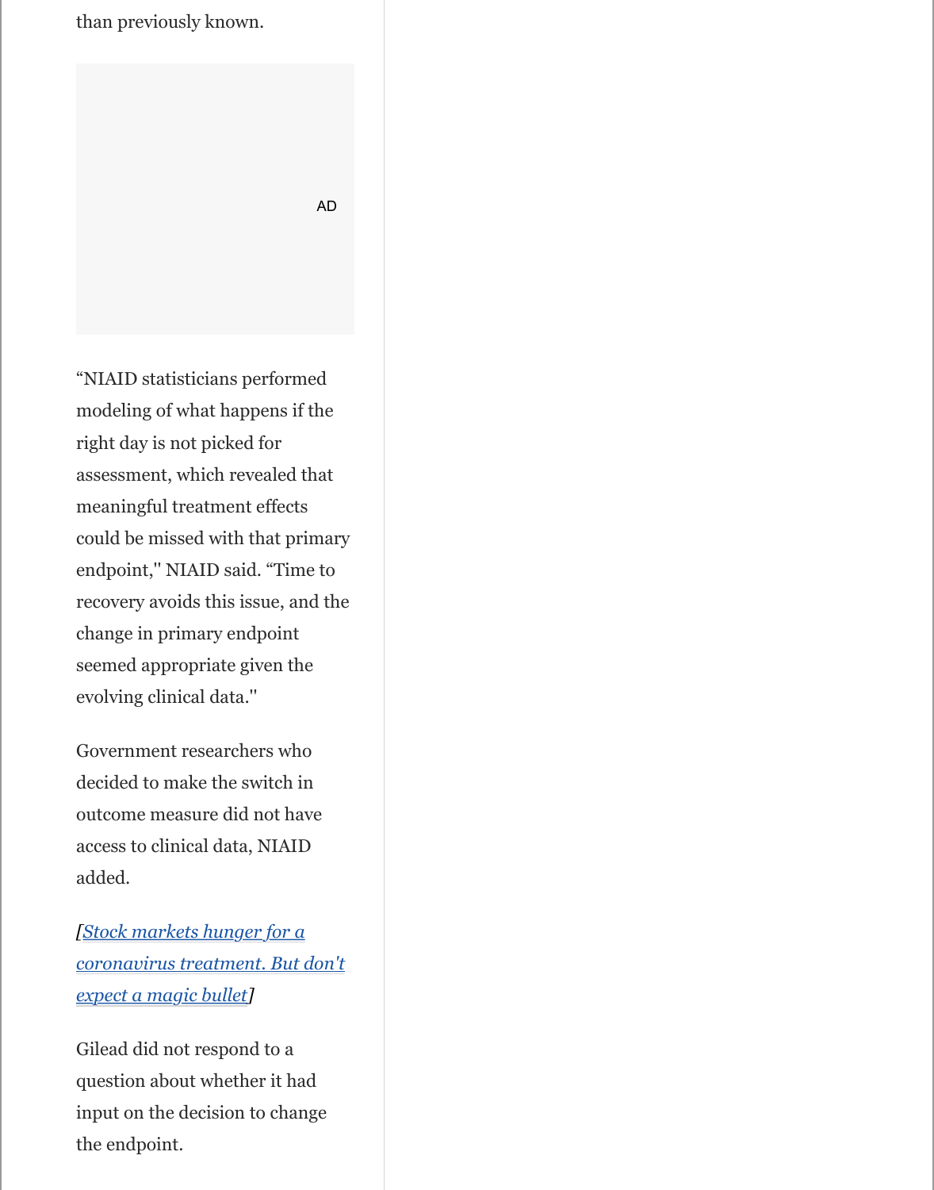than previously known.

“NIAID statisticians performed modeling of what happens if the right day is not picked for assessment, which revealed that meaningful treatment effects could be missed with that primary endpoint," NIAID said. “Time to recovery avoids this issue, and the change in primary endpoint seemed appropriate given the evolving clinical data."

Government researchers who decided to make the switch in outcome measure did not have access to clinical data, NIAID added.

*[Stock markets hunger for a coronavirus treatment. But don't expect a magic bullet]*

Gilead did not respond to a question about whether it had input on the decision to change the endpoint.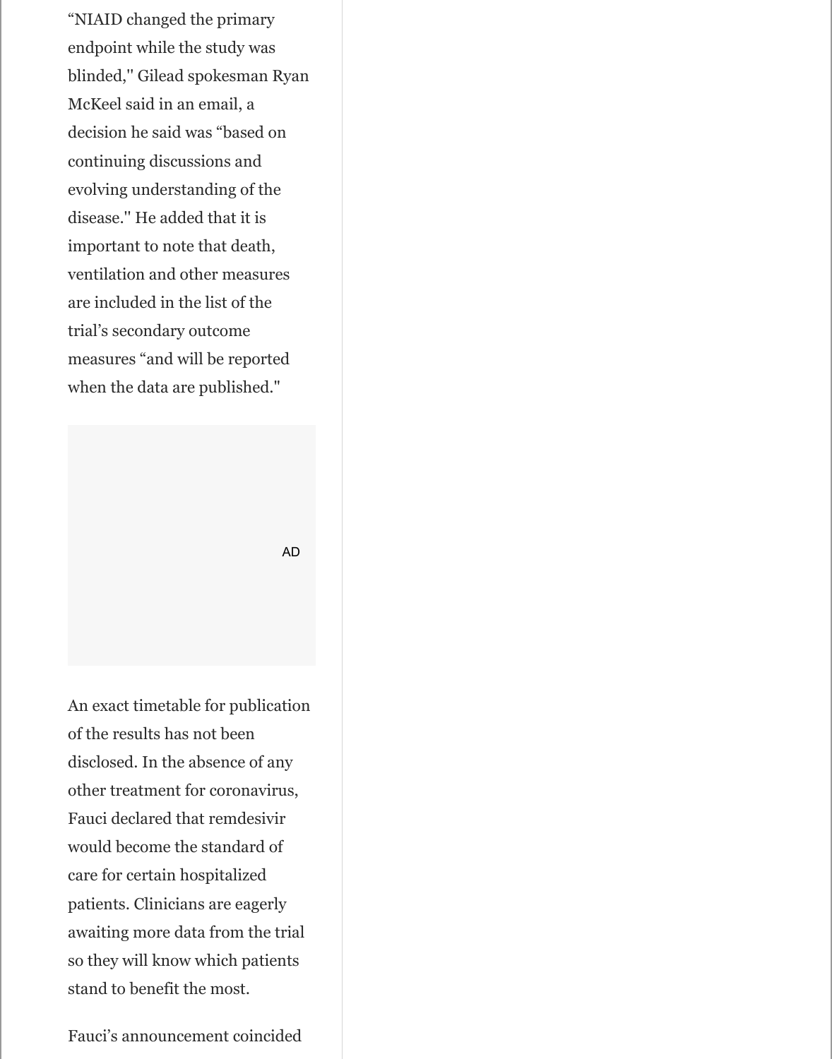"NIAID changed the primary endpoint while the study was blinded," Gilead spokesman Ryan McKeel said in an email, a decision he said was "based on continuing discussions and evolving understanding of the disease." He added that it is important to note that death, ventilation and other measures are included in the list of the trial's secondary outcome measures "and will be reported when the data are published."

An exact timetable for publication of the results has not been disclosed. In the absence of any other treatment for coronavirus, Fauci declared that remdesivir would become the standard of care for certain hospitalized patients. Clinicians are eagerly awaiting more data from the trial so they will know which patients stand to benefit the most.

Fauci's announcement coincided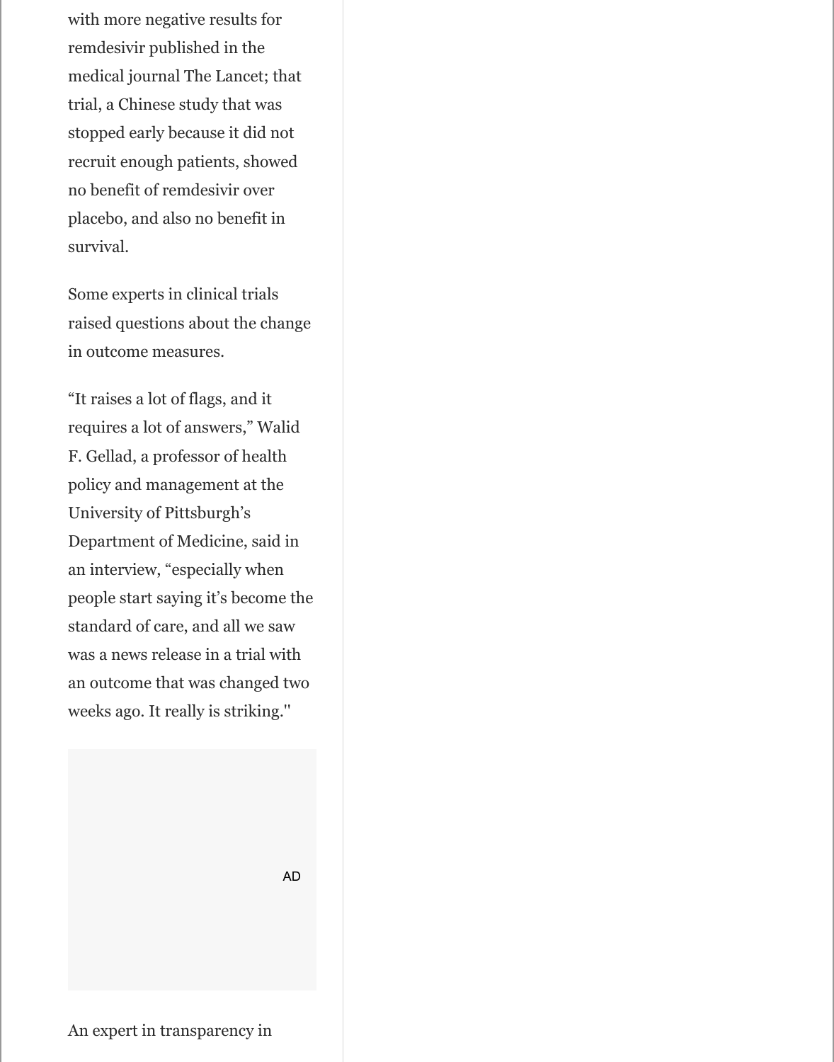with more negative results for remdesivir published in the medical journal The Lancet; that trial, a Chinese study that was stopped early because it did not recruit enough patients, showed no benefit of remdesivir over placebo, and also no benefit in survival.

Some experts in clinical trials raised questions about the change in outcome measures.

“It raises a lot of flags, and it requires a lot of answers,” Walid F. Gellad, a professor of health policy and management at the University of Pittsburgh’s Department of Medicine, said in an interview, “especially when people start saying it’s become the standard of care, and all we saw was a news release in a trial with an outcome that was changed two weeks ago. It really is striking."

An expert in transparency in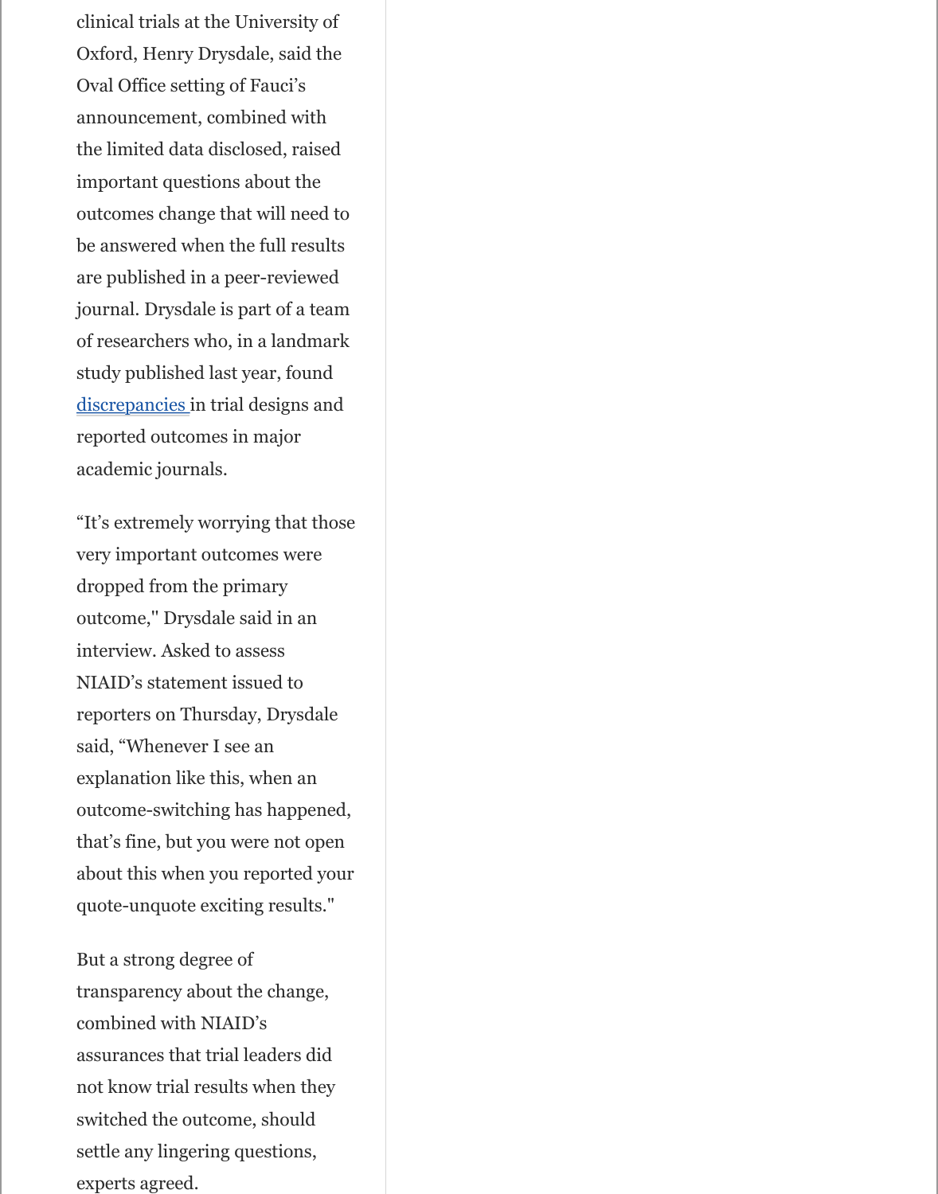clinical trials at the University of Oxford, Henry Drysdale, said the Oval Office setting of Fauci's announcement, combined with the limited data disclosed, raised important questions about the outcomes change that will need to be answered when the full results are published in a peer-reviewed journal. Drysdale is part of a team of researchers who, in a landmark study published last year, found discrepancies in trial designs and reported outcomes in major academic journals.

"It's extremely worrying that those very important outcomes were dropped from the primary outcome," Drysdale said in an interview. Asked to assess NIAID's statement issued to reporters on Thursday, Drysdale said, "Whenever I see an explanation like this, when an outcome-switching has happened, that's fine, but you were not open about this when you reported your quote-unquote exciting results."

But a strong degree of transparency about the change, combined with NIAID's assurances that trial leaders did not know trial results when they switched the outcome, should settle any lingering questions, experts agreed.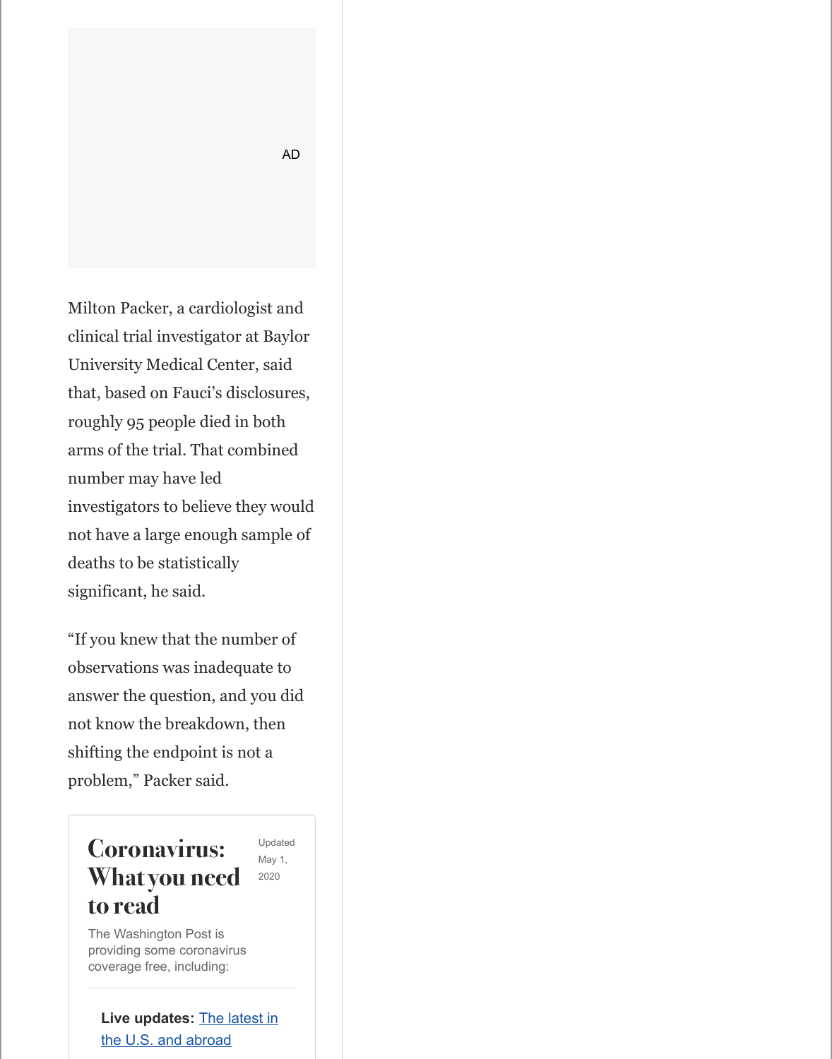Milton Packer, a cardiologist and clinical trial investigator at Baylor University Medical Center, said that, based on Fauci's disclosures, roughly 95 people died in both arms of the trial. That combined number may have led investigators to believe they would not have a large enough sample of deaths to be statistically significant, he said.

"If you knew that the number of observations was inadequate to answer the question, and you did not know the breakdown, then shifting the endpoint is not a problem," Packer said.

## Coronavirus: What you need to read

Updated May 1, 2020

The Washington Post is providing some coronavirus coverage free, including:

**Live updates:** [The latest in the U.S. and abroad]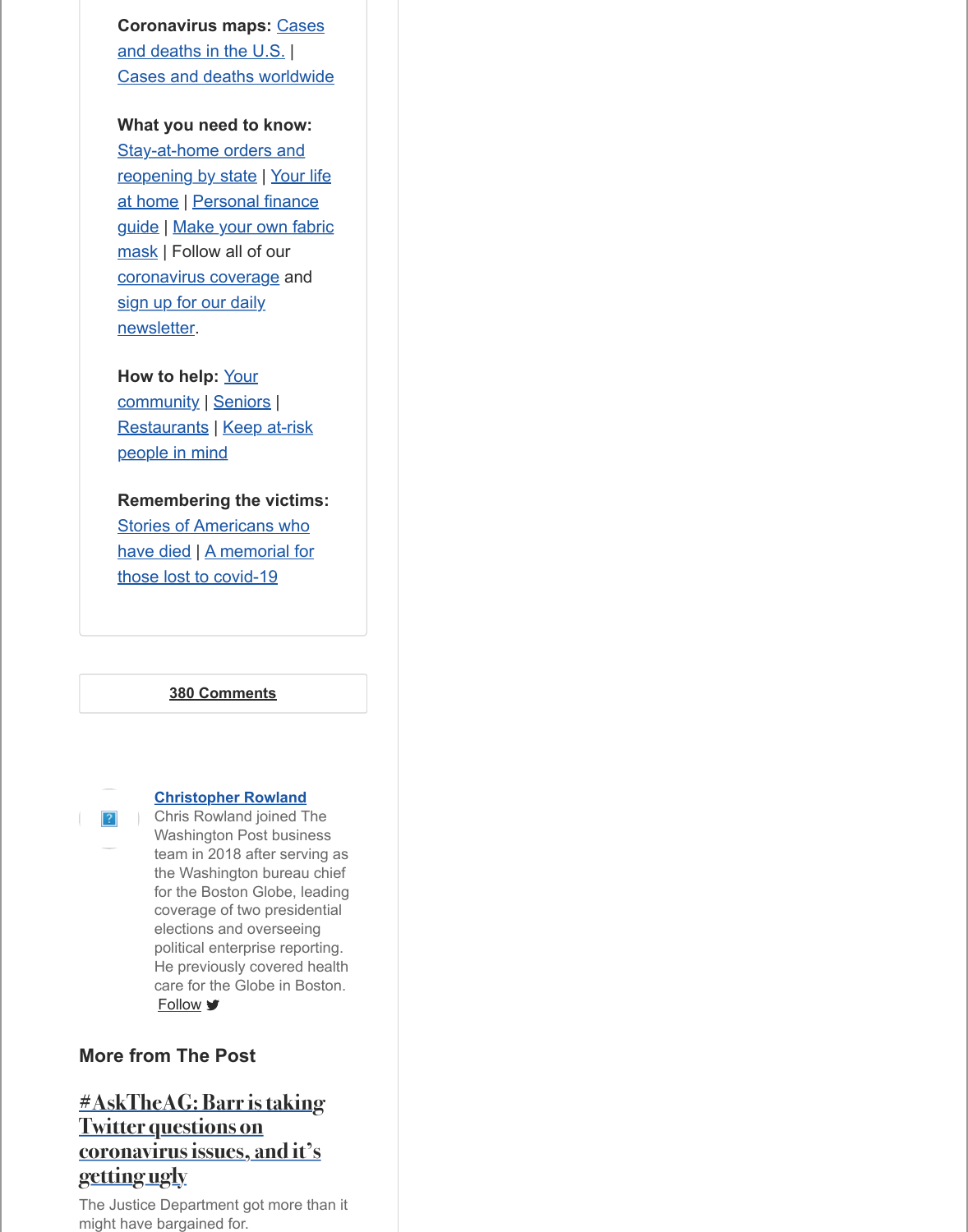**Coronavirus maps:** Cases and deaths in the U.S. | Cases and deaths worldwide

**What you need to know:** Stay-at-home orders and reopening by state | Your life at home | Personal finance guide | Make your own fabric mask | Follow all of our coronavirus coverage and sign up for our daily newsletter.

**How to help:** Your community | Seniors | Restaurants | Keep at-risk people in mind

**Remembering the victims:** Stories of Americans who have died | A memorial for those lost to covid-19

380 Comments

**Christopher Rowland**

Chris Rowland joined The Washington Post business team in 2018 after serving as the Washington bureau chief for the Boston Globe, leading coverage of two presidential elections and overseeing political enterprise reporting. He previously covered health care for the Globe in Boston.

Follow

## More from The Post

### #AskTheAG: Barr is taking Twitter questions on coronavirus issues, and it's getting ugly

The Justice Department got more than it might have bargained for.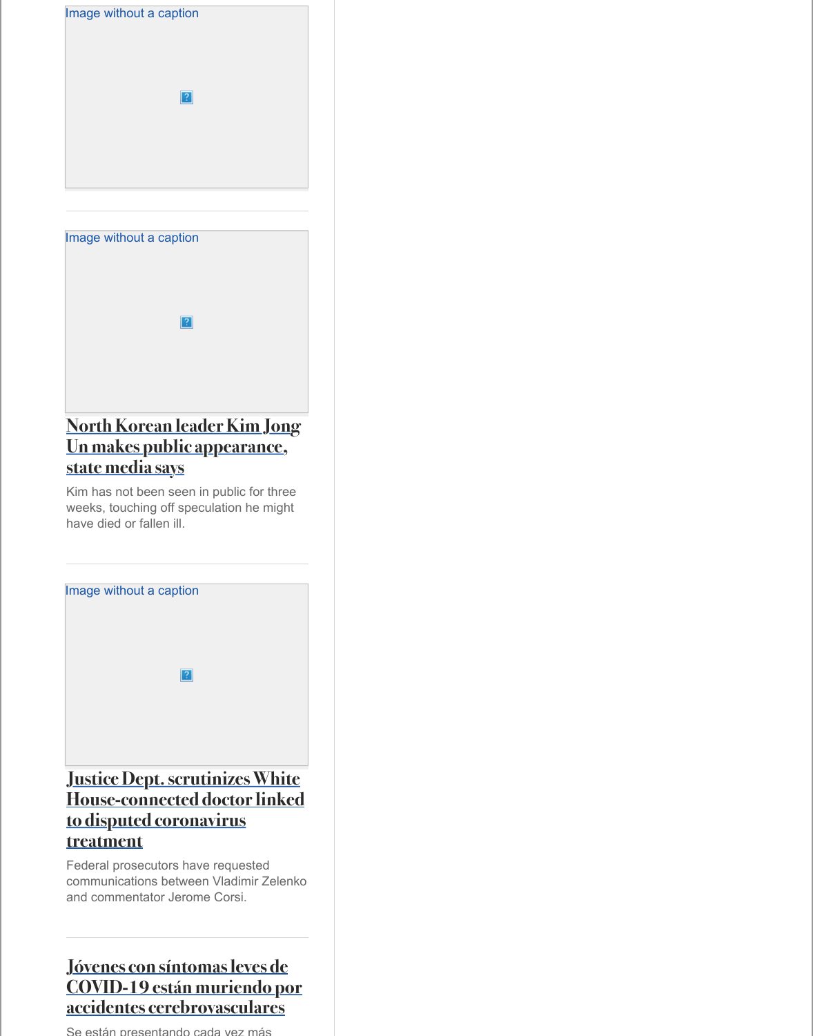Image without a caption

Image without a caption

## North Korean leader Kim Jong Un makes public appearance, state media says

Kim has not been seen in public for three weeks, touching off speculation he might have died or fallen ill.

Image without a caption

## Justice Dept. scrutinizes White House-connected doctor linked to disputed coronavirus treatment

Federal prosecutors have requested communications between Vladimir Zelenko and commentator Jerome Corsi.

## Jóvenes con síntomas leves de COVID-19 están muriendo por accidentes cerebrovasculares

Se están presentando cada vez más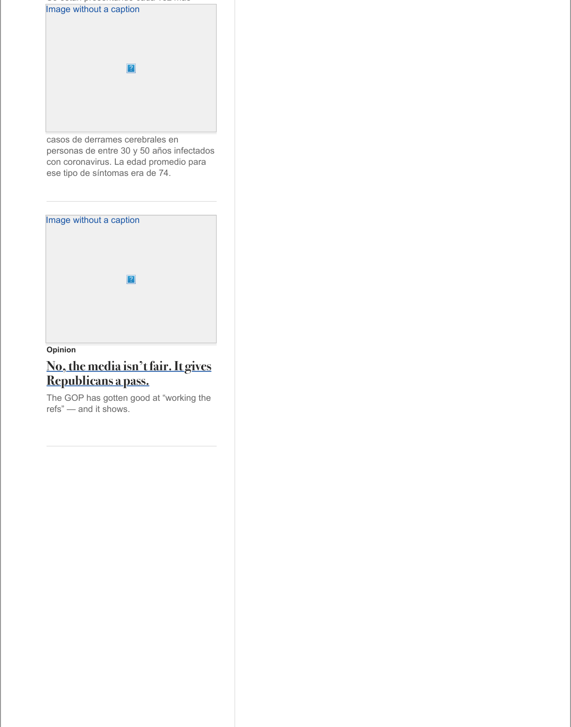Image without a caption

casos de derrames cerebrales en personas de entre 30 y 50 años infectados con coronavirus. La edad promedio para ese tipo de síntomas era de 74.

---

Image without a caption

**Opinion**

## No, the media isn't fair. It gives Republicans a pass.

The GOP has gotten good at "working the refs" — and it shows.

---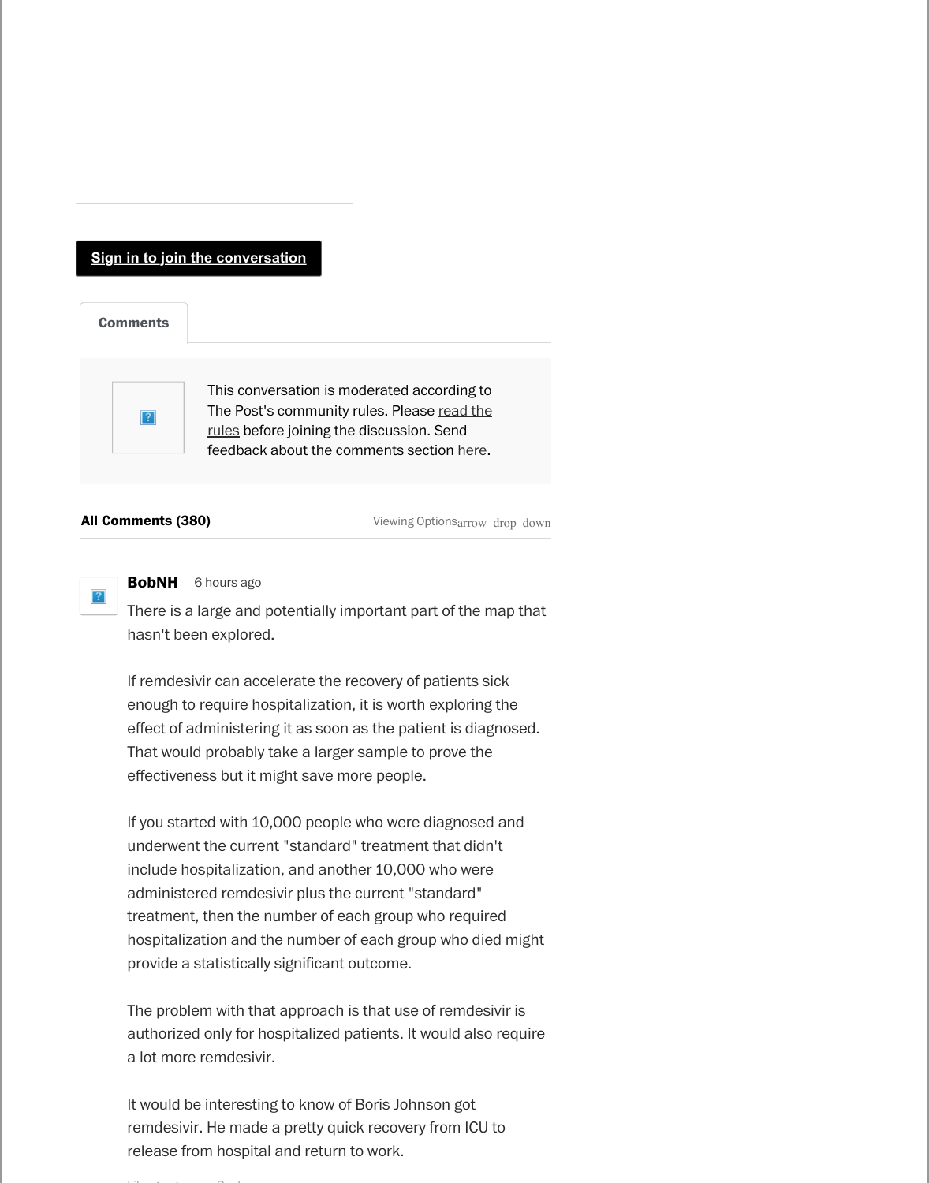Sign in to join the conversation

**Comments**

This conversation is moderated according to The Post's community rules. Please read the rules before joining the discussion. Send feedback about the comments section here.

**All Comments (380)**

Viewing Options

**BobNH** 6 hours ago

There is a large and potentially important part of the map that hasn't been explored.

If remdesivir can accelerate the recovery of patients sick enough to require hospitalization, it is worth exploring the effect of administering it as soon as the patient is diagnosed. That would probably take a larger sample to prove the effectiveness but it might save more people.

If you started with 10,000 people who were diagnosed and underwent the current "standard" treatment that didn't include hospitalization, and another 10,000 who were administered remdesivir plus the current "standard" treatment, then the number of each group who required hospitalization and the number of each group who died might provide a statistically significant outcome.

The problem with that approach is that use of remdesivir is authorized only for hospitalized patients. It would also require a lot more remdesivir.

It would be interesting to know of Boris Johnson got remdesivir. He made a pretty quick recovery from ICU to release from hospital and return to work.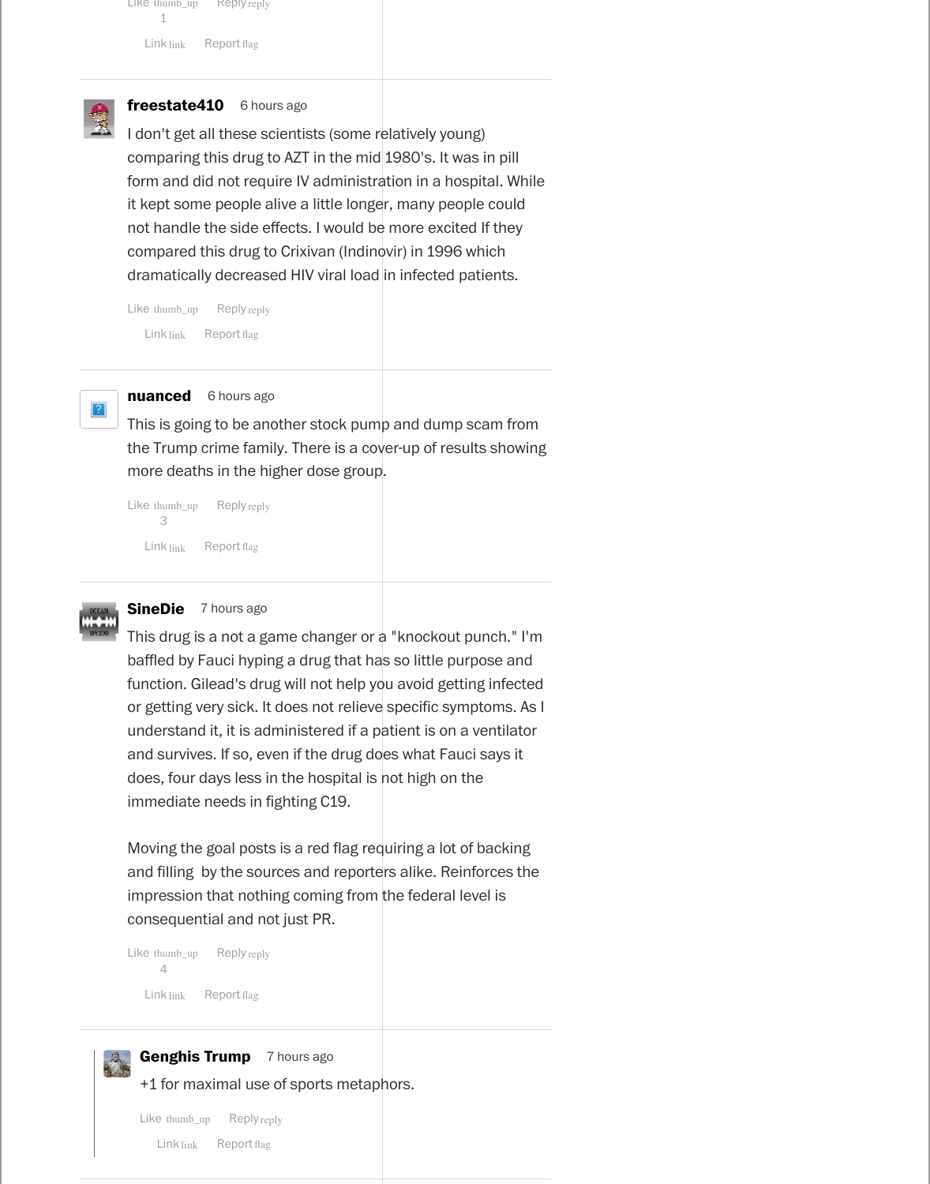Like thumb_up Reply reply
1

Link link Report flag

---

**freestate410** 6 hours ago

I don't get all these scientists (some relatively young) comparing this drug to AZT in the mid 1980's. It was in pill form and did not require IV administration in a hospital. While it kept some people alive a little longer, many people could not handle the side effects. I would be more excited If they compared this drug to Crixivan (Indinovir) in 1996 which dramatically decreased HIV viral load in infected patients.

Like thumb_up Reply reply

Link link Report flag

---

**nuanced** 6 hours ago

This is going to be another stock pump and dump scam from the Trump crime family. There is a cover-up of results showing more deaths in the higher dose group.

Like thumb_up Reply reply
3

Link link Report flag

---

**SineDie** 7 hours ago

This drug is a not a game changer or a "knockout punch." I'm baffled by Fauci hyping a drug that has so little purpose and function. Gilead's drug will not help you avoid getting infected or getting very sick. It does not relieve specific symptoms. As I understand it, it is administered if a patient is on a ventilator and survives. If so, even if the drug does what Fauci says it does, four days less in the hospital is not high on the immediate needs in fighting C19.

Moving the goal posts is a red flag requiring a lot of backing and filling by the sources and reporters alike. Reinforces the impression that nothing coming from the federal level is consequential and not just PR.

Like thumb_up Reply reply
4

Link link Report flag

---

**Genghis Trump** 7 hours ago

+1 for maximal use of sports metaphors.

Like thumb_up Reply reply

Link link Report flag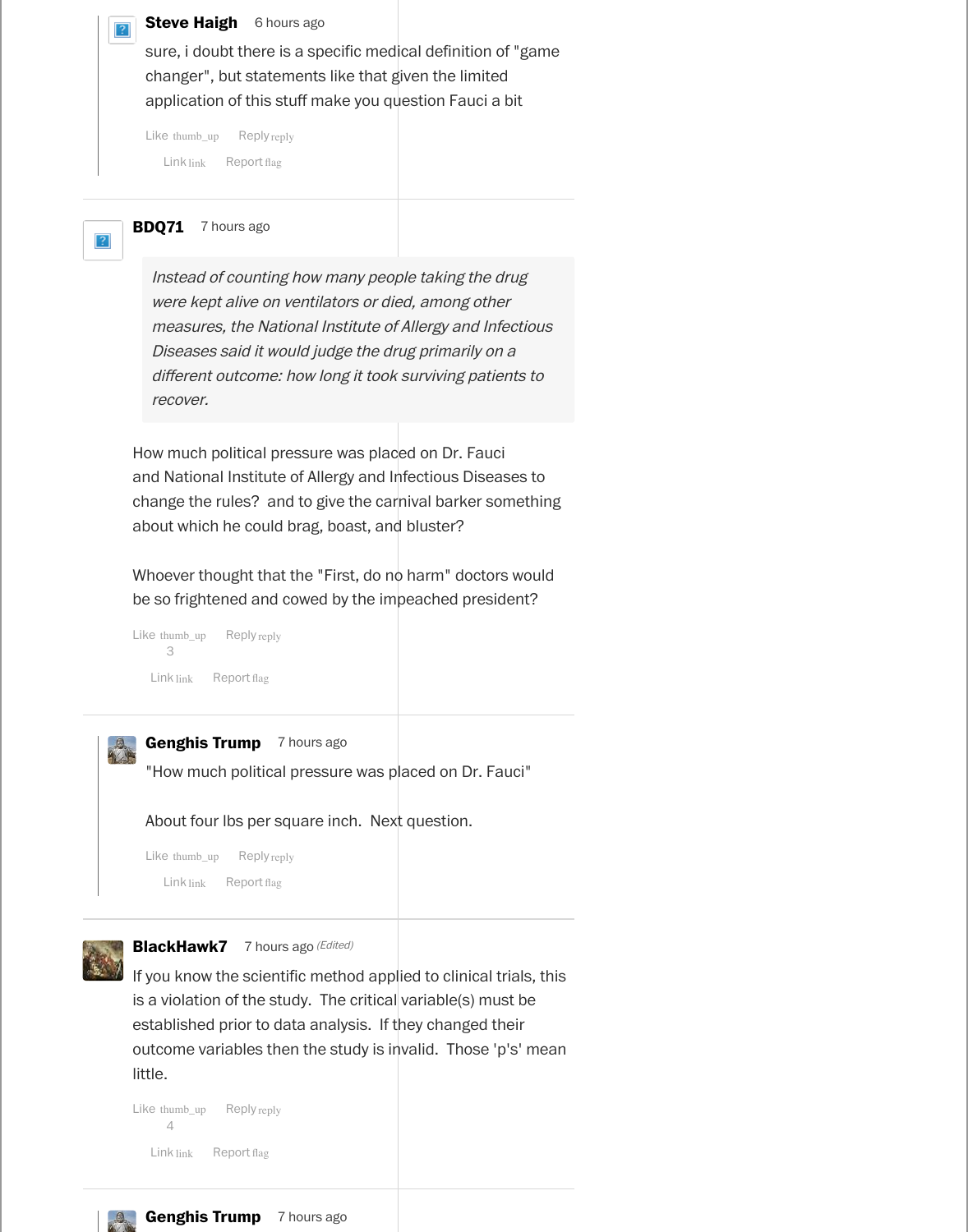**Steve Haigh** 6 hours ago

sure, i doubt there is a specific medical definition of "game changer", but statements like that given the limited application of this stuff make you question Fauci a bit

Like thumb_up Reply reply

Link link Report flag

---

**BDQ71** 7 hours ago

> *Instead of counting how many people taking the drug were kept alive on ventilators or died, among other measures, the National Institute of Allergy and Infectious Diseases said it would judge the drug primarily on a different outcome: how long it took surviving patients to recover.*

How much political pressure was placed on Dr. Fauci and National Institute of Allergy and Infectious Diseases to change the rules? and to give the carnival barker something about which he could brag, boast, and bluster?

Whoever thought that the "First, do no harm" doctors would be so frightened and cowed by the impeached president?

Like thumb_up Reply reply
3

Link link Report flag

---

**Genghis Trump** 7 hours ago

"How much political pressure was placed on Dr. Fauci"

About four lbs per square inch. Next question.

Like thumb_up Reply reply

Link link Report flag

---

**BlackHawk7** 7 hours ago (Edited)

If you know the scientific method applied to clinical trials, this is a violation of the study. The critical variable(s) must be established prior to data analysis. If they changed their outcome variables then the study is invalid. Those 'p's' mean little.

Like thumb_up Reply reply
4

Link link Report flag

---

**Genghis Trump** 7 hours ago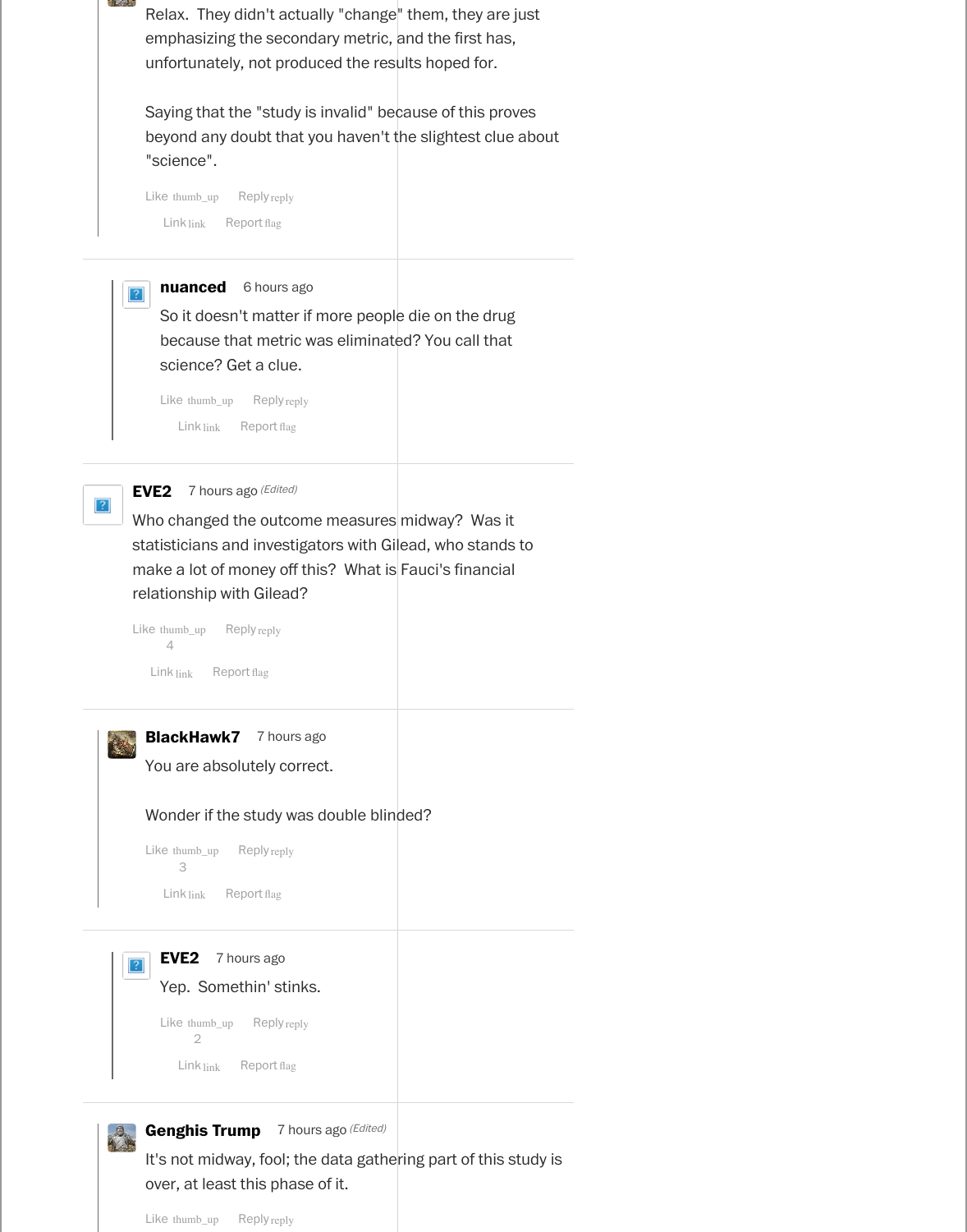Relax. They didn't actually "change" them, they are just emphasizing the secondary metric, and the first has, unfortunately, not produced the results hoped for.

Saying that the "study is invalid" because of this proves beyond any doubt that you haven't the slightest clue about "science".

Like thumb_up Reply reply

Link link Report flag

---

**nuanced** 6 hours ago

So it doesn't matter if more people die on the drug because that metric was eliminated? You call that science? Get a clue.

Like thumb_up Reply reply

Link link Report flag

---

**EVE2** 7 hours ago *(Edited)*

Who changed the outcome measures midway? Was it statisticians and investigators with Gilead, who stands to make a lot of money off this? What is Fauci's financial relationship with Gilead?

Like thumb_up 4 Reply reply

Link link Report flag

---

**BlackHawk7** 7 hours ago

You are absolutely correct.

Wonder if the study was double blinded?

Like thumb_up 3 Reply reply

Link link Report flag

---

**EVE2** 7 hours ago

Yep. Somethin' stinks.

Like thumb_up 2 Reply reply

Link link Report flag

---

**Genghis Trump** 7 hours ago *(Edited)*

It's not midway, fool; the data gathering part of this study is over, at least this phase of it.

Like thumb_up Reply reply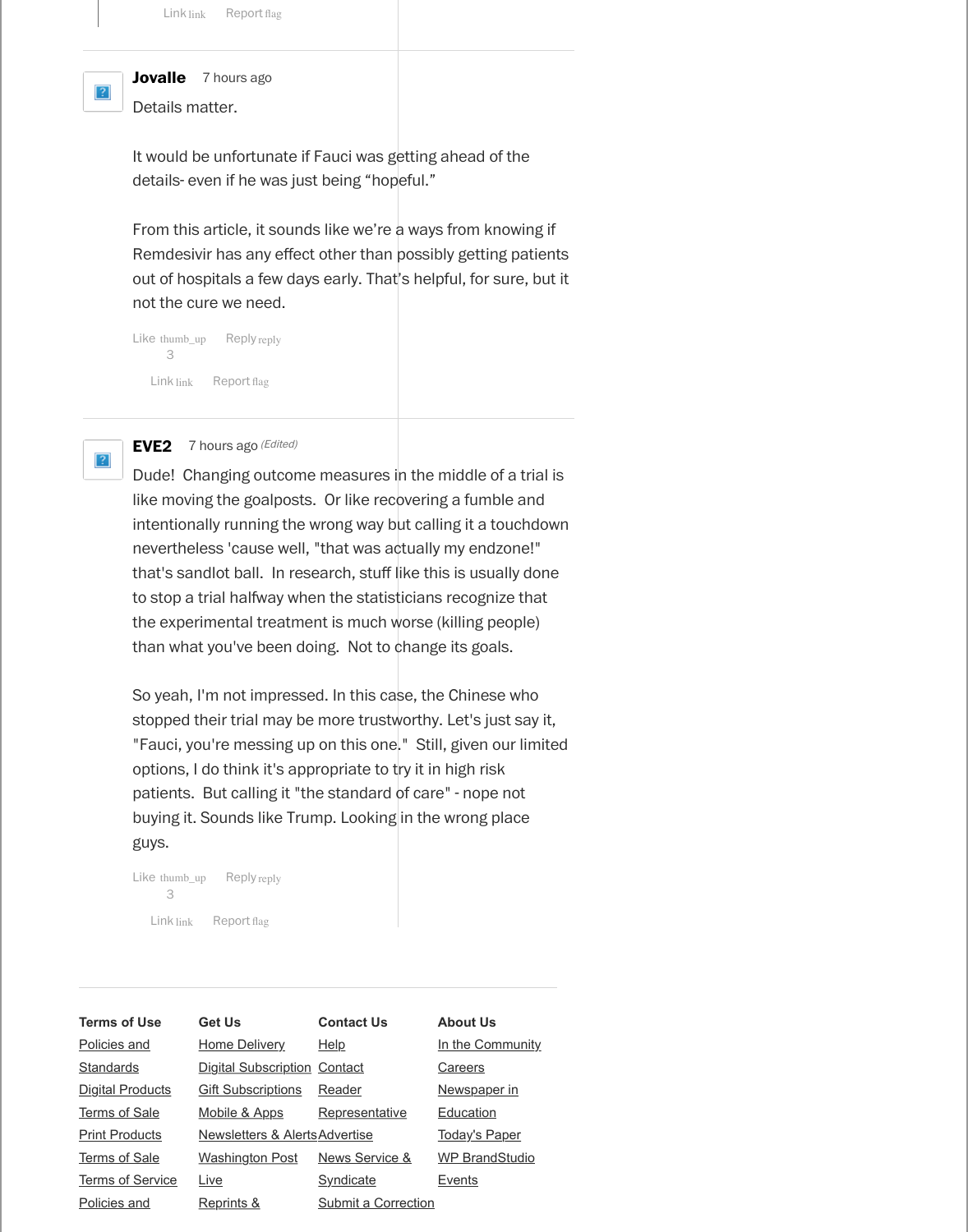Link link Report flag

**Jovalle** 7 hours ago

Details matter.

It would be unfortunate if Fauci was getting ahead of the details- even if he was just being “hopeful.”

From this article, it sounds like we’re a ways from knowing if Remdesivir has any effect other than possibly getting patients out of hospitals a few days early. That’s helpful, for sure, but it not the cure we need.

Like thumb_up 3 Reply reply

Link link Report flag

**EVE2** 7 hours ago *(Edited)*

Dude! Changing outcome measures in the middle of a trial is like moving the goalposts. Or like recovering a fumble and intentionally running the wrong way but calling it a touchdown nevertheless 'cause well, "that was actually my endzone!" that's sandlot ball. In research, stuff like this is usually done to stop a trial halfway when the statisticians recognize that the experimental treatment is much worse (killing people) than what you've been doing. Not to change its goals.

So yeah, I'm not impressed. In this case, the Chinese who stopped their trial may be more trustworthy. Let's just say it, "Fauci, you're messing up on this one." Still, given our limited options, I do think it's appropriate to try it in high risk patients. But calling it "the standard of care" - nope not buying it. Sounds like Trump. Looking in the wrong place guys.

Like thumb_up 3 Reply reply

Link link Report flag

| Terms of Use | Get Us | Contact Us | About Us |
| --- | --- | --- | --- |
| Policies and Standards | Home Delivery | Help | In the Community |
| Digital Products | Digital Subscription | Contact | Careers |
| Terms of Sale | Gift Subscriptions | Reader Representative | Newspaper in Education |
| Print Products | Mobile & Apps | Advertise | Today's Paper |
| Terms of Sale | Newsletters & Alerts | News Service & Syndicate | WP BrandStudio |
| Terms of Service | Washington Post Live | Submit a Correction | Events |
| Policies and | Reprints & | | |